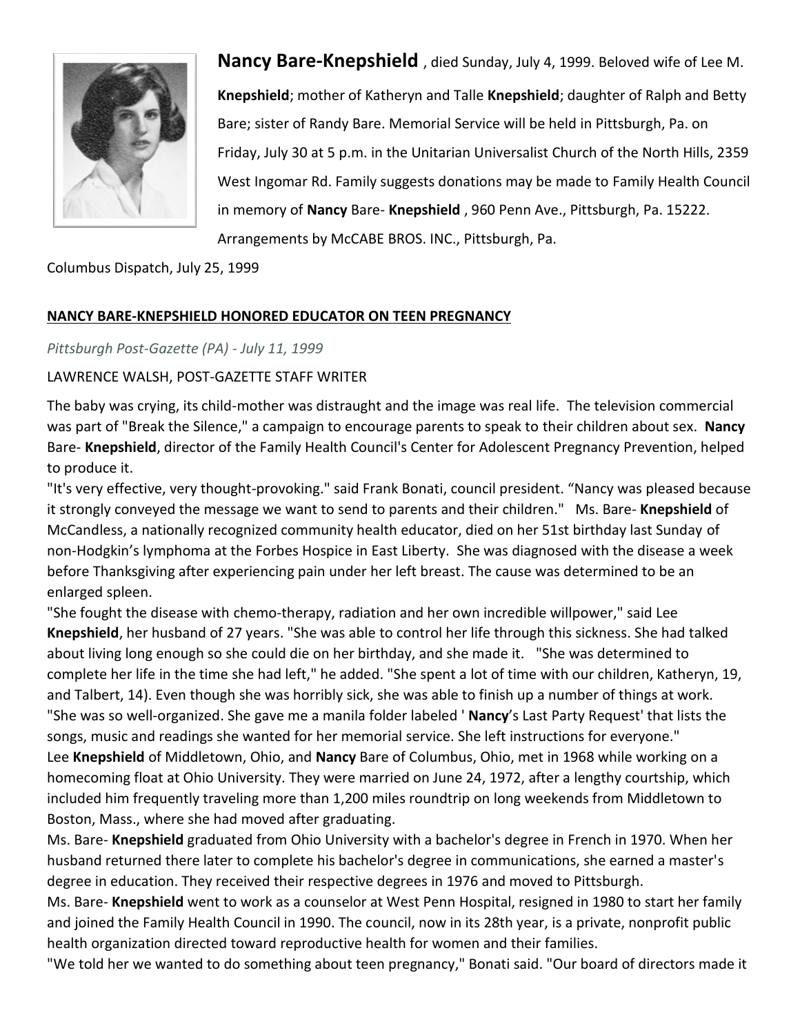**Nancy Bare-Knepshield** , died Sunday, July 4, 1999. Beloved wife of Lee M. **Knepshield**; mother of Katheryn and Talle **Knepshield**; daughter of Ralph and Betty Bare; sister of Randy Bare. Memorial Service will be held in Pittsburgh, Pa. on Friday, July 30 at 5 p.m. in the Unitarian Universalist Church of the North Hills, 2359 West Ingomar Rd. Family suggests donations may be made to Family Health Council in memory of **Nancy** Bare- **Knepshield** , 960 Penn Ave., Pittsburgh, Pa. 15222. Arrangements by McCABE BROS. INC., Pittsburgh, Pa.

Columbus Dispatch, July 25, 1999

**NANCY BARE-KNEPSHIELD HONORED EDUCATOR ON TEEN PREGNANCY**

*Pittsburgh Post-Gazette (PA) - July 11, 1999*

LAWRENCE WALSH, POST-GAZETTE STAFF WRITER

The baby was crying, its child-mother was distraught and the image was real life. The television commercial was part of "Break the Silence," a campaign to encourage parents to speak to their children about sex. **Nancy** Bare- **Knepshield**, director of the Family Health Council's Center for Adolescent Pregnancy Prevention, helped to produce it.

"It's very effective, very thought-provoking." said Frank Bonati, council president. "Nancy was pleased because it strongly conveyed the message we want to send to parents and their children." Ms. Bare- **Knepshield** of McCandless, a nationally recognized community health educator, died on her 51st birthday last Sunday of non-Hodgkin's lymphoma at the Forbes Hospice in East Liberty. She was diagnosed with the disease a week before Thanksgiving after experiencing pain under her left breast. The cause was determined to be an enlarged spleen.

"She fought the disease with chemo-therapy, radiation and her own incredible willpower," said Lee **Knepshield**, her husband of 27 years. "She was able to control her life through this sickness. She had talked about living long enough so she could die on her birthday, and she made it. "She was determined to complete her life in the time she had left," he added. "She spent a lot of time with our children, Katheryn, 19, and Talbert, 14). Even though she was horribly sick, she was able to finish up a number of things at work. "She was so well-organized. She gave me a manila folder labeled ' **Nancy**'s Last Party Request' that lists the songs, music and readings she wanted for her memorial service. She left instructions for everyone."

Lee **Knepshield** of Middletown, Ohio, and **Nancy** Bare of Columbus, Ohio, met in 1968 while working on a homecoming float at Ohio University. They were married on June 24, 1972, after a lengthy courtship, which included him frequently traveling more than 1,200 miles roundtrip on long weekends from Middletown to Boston, Mass., where she had moved after graduating.

Ms. Bare- **Knepshield** graduated from Ohio University with a bachelor's degree in French in 1970. When her husband returned there later to complete his bachelor's degree in communications, she earned a master's degree in education. They received their respective degrees in 1976 and moved to Pittsburgh.

Ms. Bare- **Knepshield** went to work as a counselor at West Penn Hospital, resigned in 1980 to start her family and joined the Family Health Council in 1990. The council, now in its 28th year, is a private, nonprofit public health organization directed toward reproductive health for women and their families.

"We told her we wanted to do something about teen pregnancy," Bonati said. "Our board of directors made it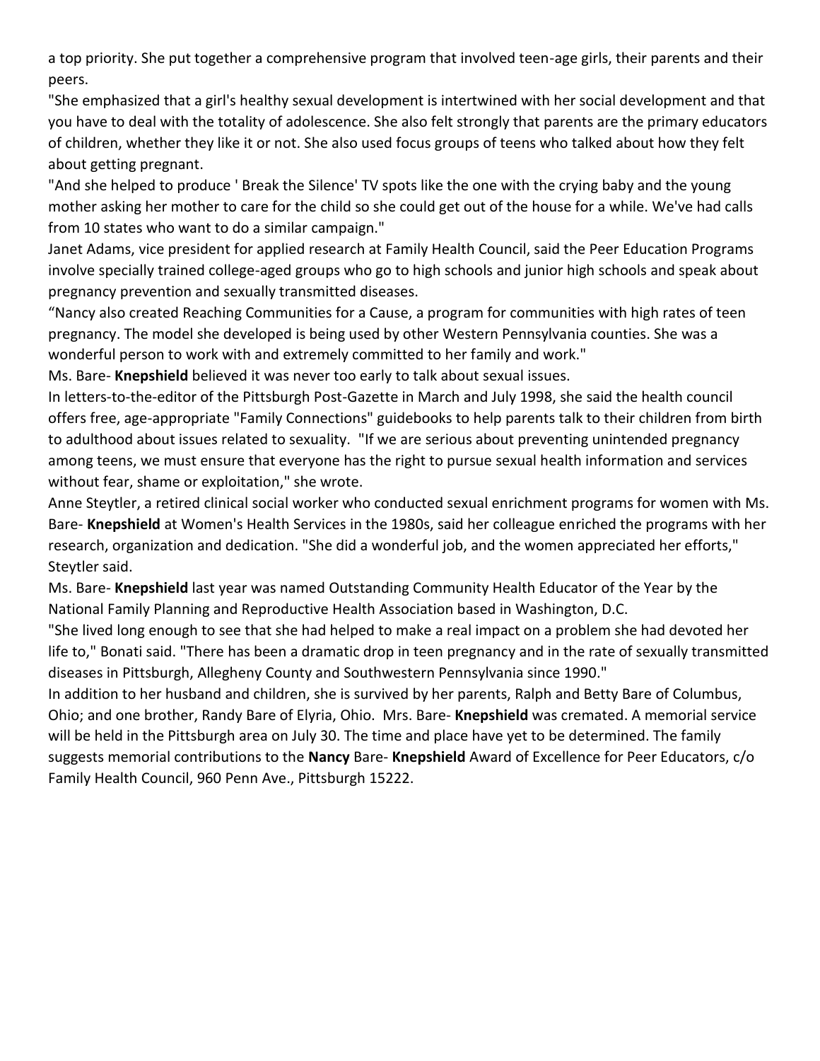a top priority. She put together a comprehensive program that involved teen-age girls, their parents and their peers.

"She emphasized that a girl's healthy sexual development is intertwined with her social development and that you have to deal with the totality of adolescence. She also felt strongly that parents are the primary educators of children, whether they like it or not. She also used focus groups of teens who talked about how they felt about getting pregnant.

"And she helped to produce ' Break the Silence' TV spots like the one with the crying baby and the young mother asking her mother to care for the child so she could get out of the house for a while. We've had calls from 10 states who want to do a similar campaign."

Janet Adams, vice president for applied research at Family Health Council, said the Peer Education Programs involve specially trained college-aged groups who go to high schools and junior high schools and speak about pregnancy prevention and sexually transmitted diseases.

"Nancy also created Reaching Communities for a Cause, a program for communities with high rates of teen pregnancy. The model she developed is being used by other Western Pennsylvania counties. She was a wonderful person to work with and extremely committed to her family and work."

Ms. Bare- **Knepshield** believed it was never too early to talk about sexual issues.

In letters-to-the-editor of the Pittsburgh Post-Gazette in March and July 1998, she said the health council offers free, age-appropriate "Family Connections" guidebooks to help parents talk to their children from birth to adulthood about issues related to sexuality. "If we are serious about preventing unintended pregnancy among teens, we must ensure that everyone has the right to pursue sexual health information and services without fear, shame or exploitation," she wrote.

Anne Steytler, a retired clinical social worker who conducted sexual enrichment programs for women with Ms. Bare- **Knepshield** at Women's Health Services in the 1980s, said her colleague enriched the programs with her research, organization and dedication. "She did a wonderful job, and the women appreciated her efforts," Steytler said.

Ms. Bare- **Knepshield** last year was named Outstanding Community Health Educator of the Year by the National Family Planning and Reproductive Health Association based in Washington, D.C.

"She lived long enough to see that she had helped to make a real impact on a problem she had devoted her life to," Bonati said. "There has been a dramatic drop in teen pregnancy and in the rate of sexually transmitted diseases in Pittsburgh, Allegheny County and Southwestern Pennsylvania since 1990."

In addition to her husband and children, she is survived by her parents, Ralph and Betty Bare of Columbus, Ohio; and one brother, Randy Bare of Elyria, Ohio. Mrs. Bare- **Knepshield** was cremated. A memorial service will be held in the Pittsburgh area on July 30. The time and place have yet to be determined. The family suggests memorial contributions to the **Nancy** Bare- **Knepshield** Award of Excellence for Peer Educators, c/o Family Health Council, 960 Penn Ave., Pittsburgh 15222.